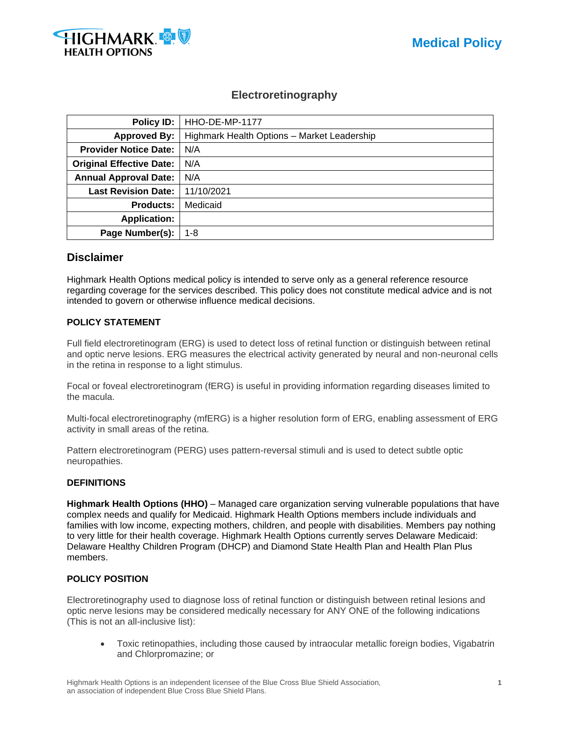# Electroretinography

| Policy ID: | HHO-DE-MP-1177 |
|---|---|
| Approved By: | Highmark Health Options – Market Leadership |
| Provider Notice Date: | N/A |
| Original Effective Date: | N/A |
| Annual Approval Date: | N/A |
| Last Revision Date: | 11/10/2021 |
| Products: | Medicaid |
| Application: | |
| Page Number(s): | 1-8 |

## Disclaimer

Highmark Health Options medical policy is intended to serve only as a general reference resource regarding coverage for the services described. This policy does not constitute medical advice and is not intended to govern or otherwise influence medical decisions.

### POLICY STATEMENT

Full field electroretinogram (ERG) is used to detect loss of retinal function or distinguish between retinal and optic nerve lesions. ERG measures the electrical activity generated by neural and non-neuronal cells in the retina in response to a light stimulus.

Focal or foveal electroretinogram (fERG) is useful in providing information regarding diseases limited to the macula.

Multi-focal electroretinography (mfERG) is a higher resolution form of ERG, enabling assessment of ERG activity in small areas of the retina.

Pattern electroretinogram (PERG) uses pattern-reversal stimuli and is used to detect subtle optic neuropathies.

### DEFINITIONS

**Highmark Health Options (HHO)** – Managed care organization serving vulnerable populations that have complex needs and qualify for Medicaid. Highmark Health Options members include individuals and families with low income, expecting mothers, children, and people with disabilities. Members pay nothing to very little for their health coverage. Highmark Health Options currently serves Delaware Medicaid: Delaware Healthy Children Program (DHCP) and Diamond State Health Plan and Health Plan Plus members.

### POLICY POSITION

Electroretinography used to diagnose loss of retinal function or distinguish between retinal lesions and optic nerve lesions may be considered medically necessary for ANY ONE of the following indications (This is not an all-inclusive list):

- Toxic retinopathies, including those caused by intraocular metallic foreign bodies, Vigabatrin and Chlorpromazine; or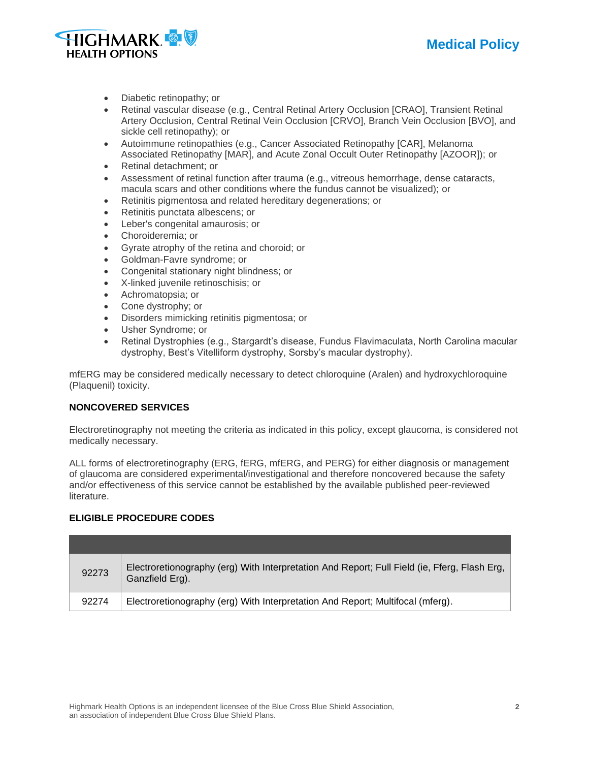- Diabetic retinopathy; or
- Retinal vascular disease (e.g., Central Retinal Artery Occlusion [CRAO], Transient Retinal Artery Occlusion, Central Retinal Vein Occlusion [CRVO], Branch Vein Occlusion [BVO], and sickle cell retinopathy); or
- Autoimmune retinopathies (e.g., Cancer Associated Retinopathy [CAR], Melanoma Associated Retinopathy [MAR], and Acute Zonal Occult Outer Retinopathy [AZOOR]); or
- Retinal detachment; or
- Assessment of retinal function after trauma (e.g., vitreous hemorrhage, dense cataracts, macula scars and other conditions where the fundus cannot be visualized); or
- Retinitis pigmentosa and related hereditary degenerations; or
- Retinitis punctata albescens; or
- Leber's congenital amaurosis; or
- Choroideremia; or
- Gyrate atrophy of the retina and choroid; or
- Goldman-Favre syndrome; or
- Congenital stationary night blindness; or
- X-linked juvenile retinoschisis; or
- Achromatopsia; or
- Cone dystrophy; or
- Disorders mimicking retinitis pigmentosa; or
- Usher Syndrome; or
- Retinal Dystrophies (e.g., Stargardt's disease, Fundus Flavimaculata, North Carolina macular dystrophy, Best's Vitelliform dystrophy, Sorsby's macular dystrophy).

mfERG may be considered medically necessary to detect chloroquine (Aralen) and hydroxychloroquine (Plaquenil) toxicity.

**NONCOVERED SERVICES**

Electroretinography not meeting the criteria as indicated in this policy, except glaucoma, is considered not medically necessary.

ALL forms of electroretinography (ERG, fERG, mfERG, and PERG) for either diagnosis or management of glaucoma are considered experimental/investigational and therefore noncovered because the safety and/or effectiveness of this service cannot be established by the available published peer-reviewed literature.

**ELIGIBLE PROCEDURE CODES**

| | |
|---|---|
| 92273 | Electroretionography (erg) With Interpretation And Report; Full Field (ie, Fferg, Flash Erg, Ganzfield Erg). |
| 92274 | Electroretionography (erg) With Interpretation And Report; Multifocal (mferg). |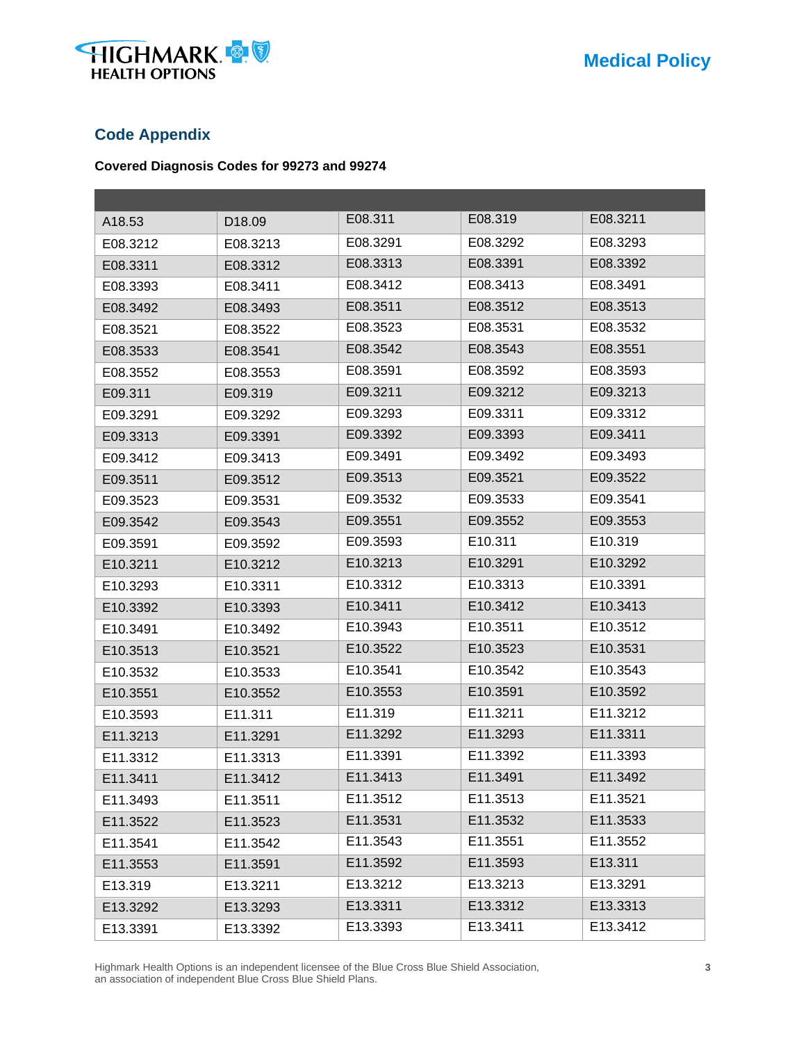## Code Appendix

**Covered Diagnosis Codes for 99273 and 99274**

| | | | | |
|---|---|---|---|---|
| A18.53 | D18.09 | E08.311 | E08.319 | E08.3211 |
| E08.3212 | E08.3213 | E08.3291 | E08.3292 | E08.3293 |
| E08.3311 | E08.3312 | E08.3313 | E08.3391 | E08.3392 |
| E08.3393 | E08.3411 | E08.3412 | E08.3413 | E08.3491 |
| E08.3492 | E08.3493 | E08.3511 | E08.3512 | E08.3513 |
| E08.3521 | E08.3522 | E08.3523 | E08.3531 | E08.3532 |
| E08.3533 | E08.3541 | E08.3542 | E08.3543 | E08.3551 |
| E08.3552 | E08.3553 | E08.3591 | E08.3592 | E08.3593 |
| E09.311 | E09.319 | E09.3211 | E09.3212 | E09.3213 |
| E09.3291 | E09.3292 | E09.3293 | E09.3311 | E09.3312 |
| E09.3313 | E09.3391 | E09.3392 | E09.3393 | E09.3411 |
| E09.3412 | E09.3413 | E09.3491 | E09.3492 | E09.3493 |
| E09.3511 | E09.3512 | E09.3513 | E09.3521 | E09.3522 |
| E09.3523 | E09.3531 | E09.3532 | E09.3533 | E09.3541 |
| E09.3542 | E09.3543 | E09.3551 | E09.3552 | E09.3553 |
| E09.3591 | E09.3592 | E09.3593 | E10.311 | E10.319 |
| E10.3211 | E10.3212 | E10.3213 | E10.3291 | E10.3292 |
| E10.3293 | E10.3311 | E10.3312 | E10.3313 | E10.3391 |
| E10.3392 | E10.3393 | E10.3411 | E10.3412 | E10.3413 |
| E10.3491 | E10.3492 | E10.3943 | E10.3511 | E10.3512 |
| E10.3513 | E10.3521 | E10.3522 | E10.3523 | E10.3531 |
| E10.3532 | E10.3533 | E10.3541 | E10.3542 | E10.3543 |
| E10.3551 | E10.3552 | E10.3553 | E10.3591 | E10.3592 |
| E10.3593 | E11.311 | E11.319 | E11.3211 | E11.3212 |
| E11.3213 | E11.3291 | E11.3292 | E11.3293 | E11.3311 |
| E11.3312 | E11.3313 | E11.3391 | E11.3392 | E11.3393 |
| E11.3411 | E11.3412 | E11.3413 | E11.3491 | E11.3492 |
| E11.3493 | E11.3511 | E11.3512 | E11.3513 | E11.3521 |
| E11.3522 | E11.3523 | E11.3531 | E11.3532 | E11.3533 |
| E11.3541 | E11.3542 | E11.3543 | E11.3551 | E11.3552 |
| E11.3553 | E11.3591 | E11.3592 | E11.3593 | E13.311 |
| E13.319 | E13.3211 | E13.3212 | E13.3213 | E13.3291 |
| E13.3292 | E13.3293 | E13.3311 | E13.3312 | E13.3313 |
| E13.3391 | E13.3392 | E13.3393 | E13.3411 | E13.3412 |

Highmark Health Options is an independent licensee of the Blue Cross Blue Shield Association, an association of independent Blue Cross Blue Shield Plans.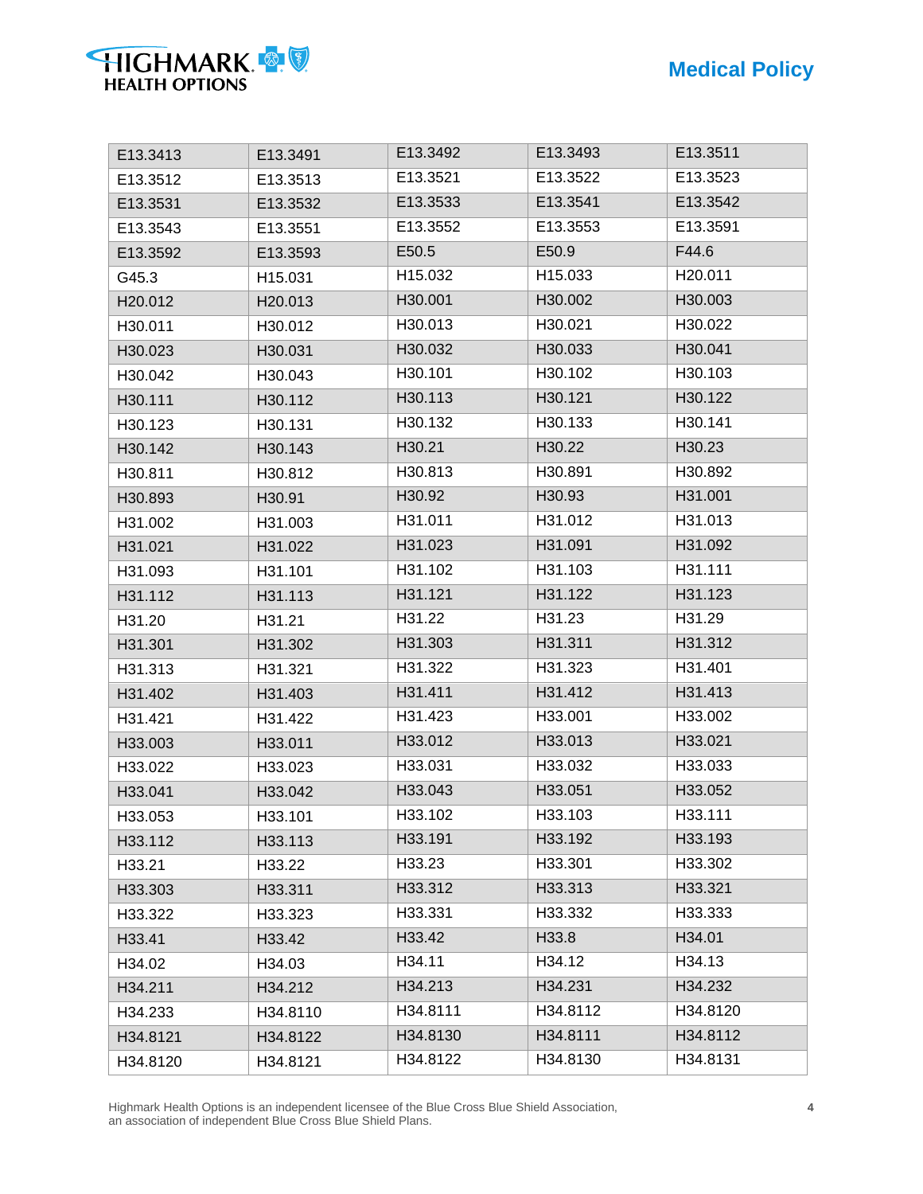| E13.3413 | E13.3491 | E13.3492 | E13.3493 | E13.3511 |
|---|---|---|---|---|
| E13.3512 | E13.3513 | E13.3521 | E13.3522 | E13.3523 |
| E13.3531 | E13.3532 | E13.3533 | E13.3541 | E13.3542 |
| E13.3543 | E13.3551 | E13.3552 | E13.3553 | E13.3591 |
| E13.3592 | E13.3593 | E50.5 | E50.9 | F44.6 |
| G45.3 | H15.031 | H15.032 | H15.033 | H20.011 |
| H20.012 | H20.013 | H30.001 | H30.002 | H30.003 |
| H30.011 | H30.012 | H30.013 | H30.021 | H30.022 |
| H30.023 | H30.031 | H30.032 | H30.033 | H30.041 |
| H30.042 | H30.043 | H30.101 | H30.102 | H30.103 |
| H30.111 | H30.112 | H30.113 | H30.121 | H30.122 |
| H30.123 | H30.131 | H30.132 | H30.133 | H30.141 |
| H30.142 | H30.143 | H30.21 | H30.22 | H30.23 |
| H30.811 | H30.812 | H30.813 | H30.891 | H30.892 |
| H30.893 | H30.91 | H30.92 | H30.93 | H31.001 |
| H31.002 | H31.003 | H31.011 | H31.012 | H31.013 |
| H31.021 | H31.022 | H31.023 | H31.091 | H31.092 |
| H31.093 | H31.101 | H31.102 | H31.103 | H31.111 |
| H31.112 | H31.113 | H31.121 | H31.122 | H31.123 |
| H31.20 | H31.21 | H31.22 | H31.23 | H31.29 |
| H31.301 | H31.302 | H31.303 | H31.311 | H31.312 |
| H31.313 | H31.321 | H31.322 | H31.323 | H31.401 |
| H31.402 | H31.403 | H31.411 | H31.412 | H31.413 |
| H31.421 | H31.422 | H31.423 | H33.001 | H33.002 |
| H33.003 | H33.011 | H33.012 | H33.013 | H33.021 |
| H33.022 | H33.023 | H33.031 | H33.032 | H33.033 |
| H33.041 | H33.042 | H33.043 | H33.051 | H33.052 |
| H33.053 | H33.101 | H33.102 | H33.103 | H33.111 |
| H33.112 | H33.113 | H33.191 | H33.192 | H33.193 |
| H33.21 | H33.22 | H33.23 | H33.301 | H33.302 |
| H33.303 | H33.311 | H33.312 | H33.313 | H33.321 |
| H33.322 | H33.323 | H33.331 | H33.332 | H33.333 |
| H33.41 | H33.42 | H33.42 | H33.8 | H34.01 |
| H34.02 | H34.03 | H34.11 | H34.12 | H34.13 |
| H34.211 | H34.212 | H34.213 | H34.231 | H34.232 |
| H34.233 | H34.8110 | H34.8111 | H34.8112 | H34.8120 |
| H34.8121 | H34.8122 | H34.8130 | H34.8111 | H34.8112 |
| H34.8120 | H34.8121 | H34.8122 | H34.8130 | H34.8131 |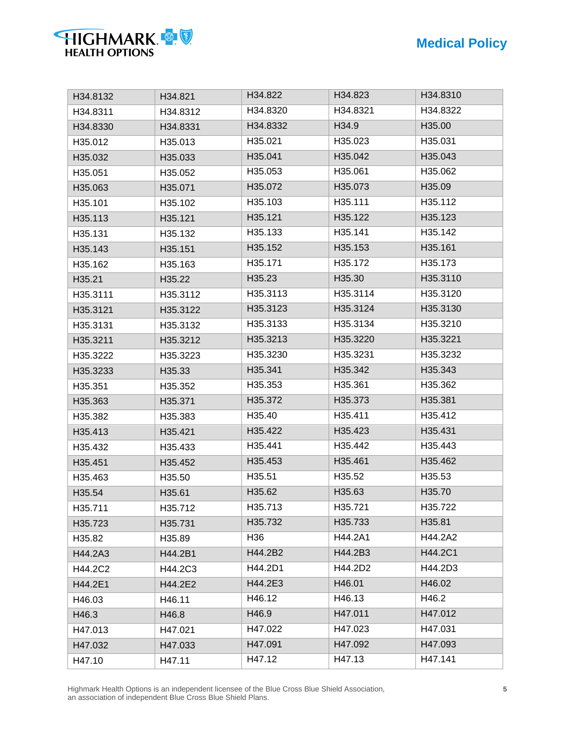| H34.8132 | H34.821 | H34.822 | H34.823 | H34.8310 |
|---|---|---|---|---|
| H34.8311 | H34.8312 | H34.8320 | H34.8321 | H34.8322 |
| H34.8330 | H34.8331 | H34.8332 | H34.9 | H35.00 |
| H35.012 | H35.013 | H35.021 | H35.023 | H35.031 |
| H35.032 | H35.033 | H35.041 | H35.042 | H35.043 |
| H35.051 | H35.052 | H35.053 | H35.061 | H35.062 |
| H35.063 | H35.071 | H35.072 | H35.073 | H35.09 |
| H35.101 | H35.102 | H35.103 | H35.111 | H35.112 |
| H35.113 | H35.121 | H35.121 | H35.122 | H35.123 |
| H35.131 | H35.132 | H35.133 | H35.141 | H35.142 |
| H35.143 | H35.151 | H35.152 | H35.153 | H35.161 |
| H35.162 | H35.163 | H35.171 | H35.172 | H35.173 |
| H35.21 | H35.22 | H35.23 | H35.30 | H35.3110 |
| H35.3111 | H35.3112 | H35.3113 | H35.3114 | H35.3120 |
| H35.3121 | H35.3122 | H35.3123 | H35.3124 | H35.3130 |
| H35.3131 | H35.3132 | H35.3133 | H35.3134 | H35.3210 |
| H35.3211 | H35.3212 | H35.3213 | H35.3220 | H35.3221 |
| H35.3222 | H35.3223 | H35.3230 | H35.3231 | H35.3232 |
| H35.3233 | H35.33 | H35.341 | H35.342 | H35.343 |
| H35.351 | H35.352 | H35.353 | H35.361 | H35.362 |
| H35.363 | H35.371 | H35.372 | H35.373 | H35.381 |
| H35.382 | H35.383 | H35.40 | H35.411 | H35.412 |
| H35.413 | H35.421 | H35.422 | H35.423 | H35.431 |
| H35.432 | H35.433 | H35.441 | H35.442 | H35.443 |
| H35.451 | H35.452 | H35.453 | H35.461 | H35.462 |
| H35.463 | H35.50 | H35.51 | H35.52 | H35.53 |
| H35.54 | H35.61 | H35.62 | H35.63 | H35.70 |
| H35.711 | H35.712 | H35.713 | H35.721 | H35.722 |
| H35.723 | H35.731 | H35.732 | H35.733 | H35.81 |
| H35.82 | H35.89 | H36 | H44.2A1 | H44.2A2 |
| H44.2A3 | H44.2B1 | H44.2B2 | H44.2B3 | H44.2C1 |
| H44.2C2 | H44.2C3 | H44.2D1 | H44.2D2 | H44.2D3 |
| H44.2E1 | H44.2E2 | H44.2E3 | H46.01 | H46.02 |
| H46.03 | H46.11 | H46.12 | H46.13 | H46.2 |
| H46.3 | H46.8 | H46.9 | H47.011 | H47.012 |
| H47.013 | H47.021 | H47.022 | H47.023 | H47.031 |
| H47.032 | H47.033 | H47.091 | H47.092 | H47.093 |
| H47.10 | H47.11 | H47.12 | H47.13 | H47.141 |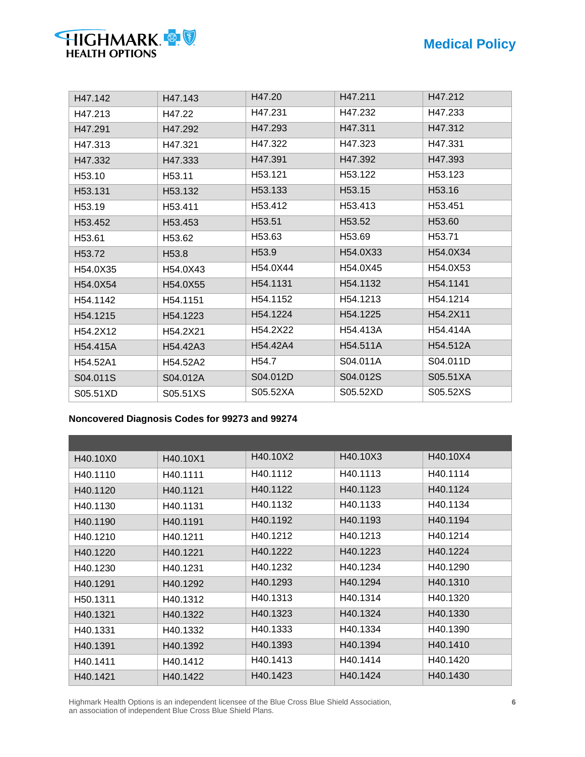| | | | | |
|---|---|---|---|---|
| H47.142 | H47.143 | H47.20 | H47.211 | H47.212 |
| H47.213 | H47.22 | H47.231 | H47.232 | H47.233 |
| H47.291 | H47.292 | H47.293 | H47.311 | H47.312 |
| H47.313 | H47.321 | H47.322 | H47.323 | H47.331 |
| H47.332 | H47.333 | H47.391 | H47.392 | H47.393 |
| H53.10 | H53.11 | H53.121 | H53.122 | H53.123 |
| H53.131 | H53.132 | H53.133 | H53.15 | H53.16 |
| H53.19 | H53.411 | H53.412 | H53.413 | H53.451 |
| H53.452 | H53.453 | H53.51 | H53.52 | H53.60 |
| H53.61 | H53.62 | H53.63 | H53.69 | H53.71 |
| H53.72 | H53.8 | H53.9 | H54.0X33 | H54.0X34 |
| H54.0X35 | H54.0X43 | H54.0X44 | H54.0X45 | H54.0X53 |
| H54.0X54 | H54.0X55 | H54.1131 | H54.1132 | H54.1141 |
| H54.1142 | H54.1151 | H54.1152 | H54.1213 | H54.1214 |
| H54.1215 | H54.1223 | H54.1224 | H54.1225 | H54.2X11 |
| H54.2X12 | H54.2X21 | H54.2X22 | H54.413A | H54.414A |
| H54.415A | H54.42A3 | H54.42A4 | H54.511A | H54.512A |
| H54.52A1 | H54.52A2 | H54.7 | S04.011A | S04.011D |
| S04.011S | S04.012A | S04.012D | S04.012S | S05.51XA |
| S05.51XD | S05.51XS | S05.52XA | S05.52XD | S05.52XS |

**Noncovered Diagnosis Codes for 99273 and 99274**

| | | | | |
|---|---|---|---|---|
| H40.10X0 | H40.10X1 | H40.10X2 | H40.10X3 | H40.10X4 |
| H40.1110 | H40.1111 | H40.1112 | H40.1113 | H40.1114 |
| H40.1120 | H40.1121 | H40.1122 | H40.1123 | H40.1124 |
| H40.1130 | H40.1131 | H40.1132 | H40.1133 | H40.1134 |
| H40.1190 | H40.1191 | H40.1192 | H40.1193 | H40.1194 |
| H40.1210 | H40.1211 | H40.1212 | H40.1213 | H40.1214 |
| H40.1220 | H40.1221 | H40.1222 | H40.1223 | H40.1224 |
| H40.1230 | H40.1231 | H40.1232 | H40.1234 | H40.1290 |
| H40.1291 | H40.1292 | H40.1293 | H40.1294 | H40.1310 |
| H50.1311 | H40.1312 | H40.1313 | H40.1314 | H40.1320 |
| H40.1321 | H40.1322 | H40.1323 | H40.1324 | H40.1330 |
| H40.1331 | H40.1332 | H40.1333 | H40.1334 | H40.1390 |
| H40.1391 | H40.1392 | H40.1393 | H40.1394 | H40.1410 |
| H40.1411 | H40.1412 | H40.1413 | H40.1414 | H40.1420 |
| H40.1421 | H40.1422 | H40.1423 | H40.1424 | H40.1430 |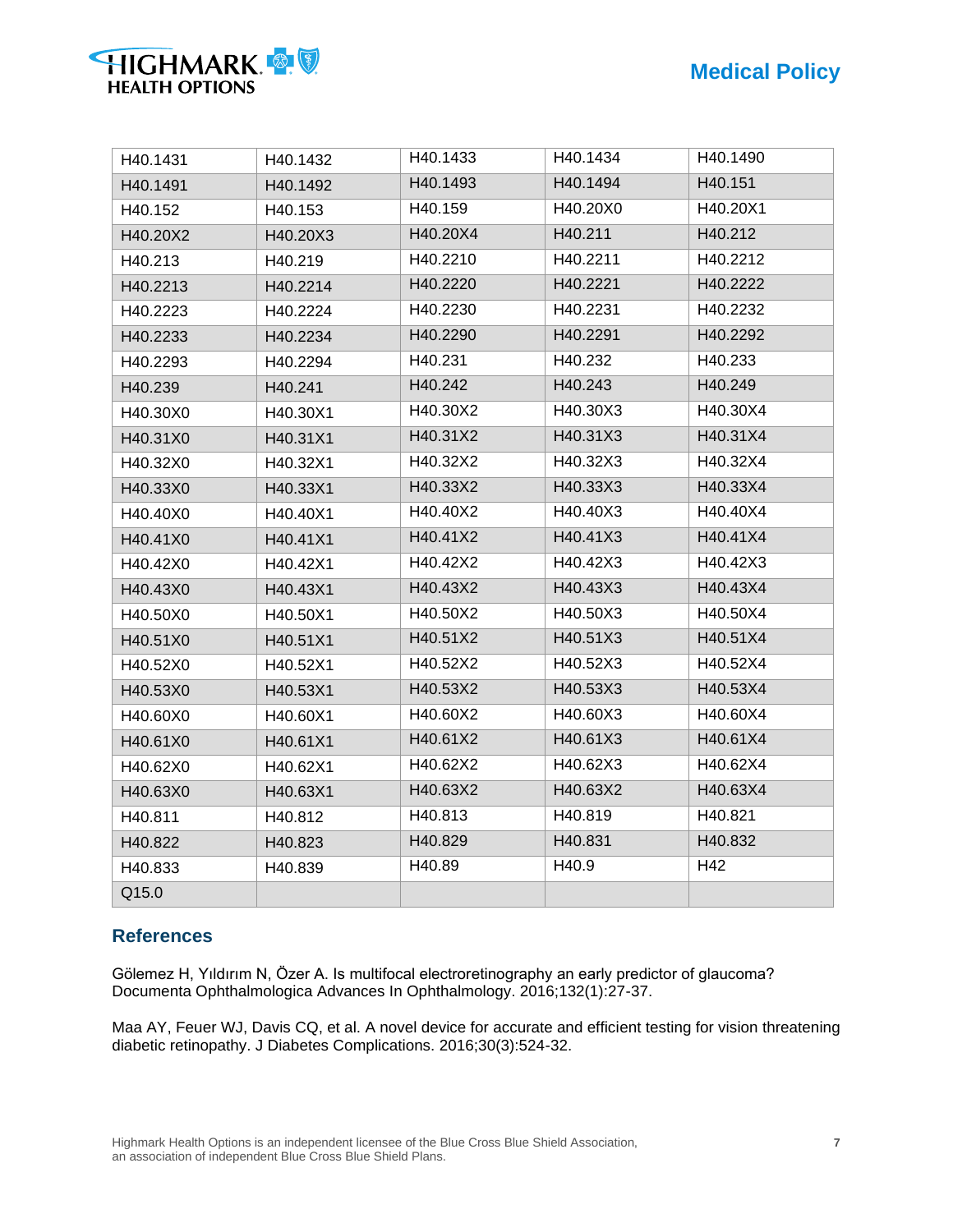| H40.1431 | H40.1432 | H40.1433 | H40.1434 | H40.1490 |
|---|---|---|---|---|
| H40.1491 | H40.1492 | H40.1493 | H40.1494 | H40.151 |
| H40.152 | H40.153 | H40.159 | H40.20X0 | H40.20X1 |
| H40.20X2 | H40.20X3 | H40.20X4 | H40.211 | H40.212 |
| H40.213 | H40.219 | H40.2210 | H40.2211 | H40.2212 |
| H40.2213 | H40.2214 | H40.2220 | H40.2221 | H40.2222 |
| H40.2223 | H40.2224 | H40.2230 | H40.2231 | H40.2232 |
| H40.2233 | H40.2234 | H40.2290 | H40.2291 | H40.2292 |
| H40.2293 | H40.2294 | H40.231 | H40.232 | H40.233 |
| H40.239 | H40.241 | H40.242 | H40.243 | H40.249 |
| H40.30X0 | H40.30X1 | H40.30X2 | H40.30X3 | H40.30X4 |
| H40.31X0 | H40.31X1 | H40.31X2 | H40.31X3 | H40.31X4 |
| H40.32X0 | H40.32X1 | H40.32X2 | H40.32X3 | H40.32X4 |
| H40.33X0 | H40.33X1 | H40.33X2 | H40.33X3 | H40.33X4 |
| H40.40X0 | H40.40X1 | H40.40X2 | H40.40X3 | H40.40X4 |
| H40.41X0 | H40.41X1 | H40.41X2 | H40.41X3 | H40.41X4 |
| H40.42X0 | H40.42X1 | H40.42X2 | H40.42X3 | H40.42X3 |
| H40.43X0 | H40.43X1 | H40.43X2 | H40.43X3 | H40.43X4 |
| H40.50X0 | H40.50X1 | H40.50X2 | H40.50X3 | H40.50X4 |
| H40.51X0 | H40.51X1 | H40.51X2 | H40.51X3 | H40.51X4 |
| H40.52X0 | H40.52X1 | H40.52X2 | H40.52X3 | H40.52X4 |
| H40.53X0 | H40.53X1 | H40.53X2 | H40.53X3 | H40.53X4 |
| H40.60X0 | H40.60X1 | H40.60X2 | H40.60X3 | H40.60X4 |
| H40.61X0 | H40.61X1 | H40.61X2 | H40.61X3 | H40.61X4 |
| H40.62X0 | H40.62X1 | H40.62X2 | H40.62X3 | H40.62X4 |
| H40.63X0 | H40.63X1 | H40.63X2 | H40.63X2 | H40.63X4 |
| H40.811 | H40.812 | H40.813 | H40.819 | H40.821 |
| H40.822 | H40.823 | H40.829 | H40.831 | H40.832 |
| H40.833 | H40.839 | H40.89 | H40.9 | H42 |
| Q15.0 | | | | |

## References

Gölemez H, Yıldırım N, Özer A. Is multifocal electroretinography an early predictor of glaucoma? Documenta Ophthalmologica Advances In Ophthalmology. 2016;132(1):27-37.

Maa AY, Feuer WJ, Davis CQ, et al. A novel device for accurate and efficient testing for vision threatening diabetic retinopathy. J Diabetes Complications. 2016;30(3):524-32.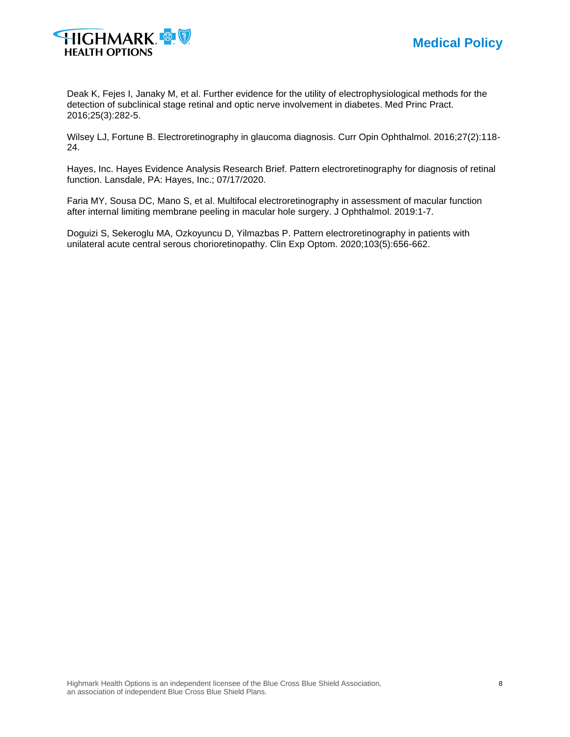Deak K, Fejes I, Janaky M, et al. Further evidence for the utility of electrophysiological methods for the detection of subclinical stage retinal and optic nerve involvement in diabetes. Med Princ Pract. 2016;25(3):282-5.

Wilsey LJ, Fortune B. Electroretinography in glaucoma diagnosis. Curr Opin Ophthalmol. 2016;27(2):118-24.

Hayes, Inc. Hayes Evidence Analysis Research Brief. Pattern electroretinography for diagnosis of retinal function. Lansdale, PA: Hayes, Inc.; 07/17/2020.

Faria MY, Sousa DC, Mano S, et al. Multifocal electroretinography in assessment of macular function after internal limiting membrane peeling in macular hole surgery. J Ophthalmol. 2019:1-7.

Doguizi S, Sekeroglu MA, Ozkoyuncu D, Yilmazbas P. Pattern electroretinography in patients with unilateral acute central serous chorioretinopathy. Clin Exp Optom. 2020;103(5):656-662.